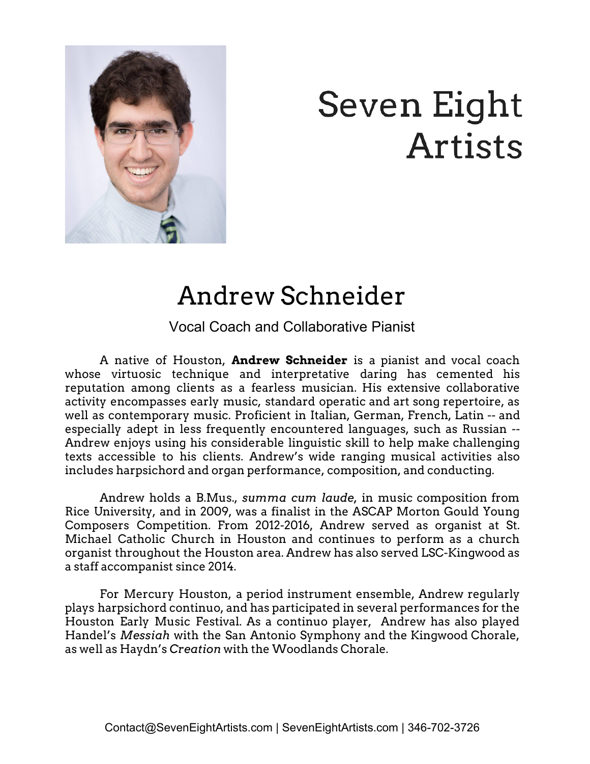# Seven Eight Artists

## Andrew Schneider

Vocal Coach and Collaborative Pianist

A native of Houston, **Andrew Schneider** is a pianist and vocal coach whose virtuosic technique and interpretative daring has cemented his reputation among clients as a fearless musician. His extensive collaborative activity encompasses early music, standard operatic and art song repertoire, as well as contemporary music. Proficient in Italian, German, French, Latin -- and especially adept in less frequently encountered languages, such as Russian -- Andrew enjoys using his considerable linguistic skill to help make challenging texts accessible to his clients. Andrew's wide ranging musical activities also includes harpsichord and organ performance, composition, and conducting.

Andrew holds a B.Mus., *summa cum laude*, in music composition from Rice University, and in 2009, was a finalist in the ASCAP Morton Gould Young Composers Competition. From 2012-2016, Andrew served as organist at St. Michael Catholic Church in Houston and continues to perform as a church organist throughout the Houston area. Andrew has also served LSC-Kingwood as a staff accompanist since 2014.

For Mercury Houston, a period instrument ensemble, Andrew regularly plays harpsichord continuo, and has participated in several performances for the Houston Early Music Festival. As a continuo player, Andrew has also played Handel's *Messiah* with the San Antonio Symphony and the Kingwood Chorale, as well as Haydn's *Creation* with the Woodlands Chorale.

Contact@SevenEightArtists.com | SevenEightArtists.com | 346-702-3726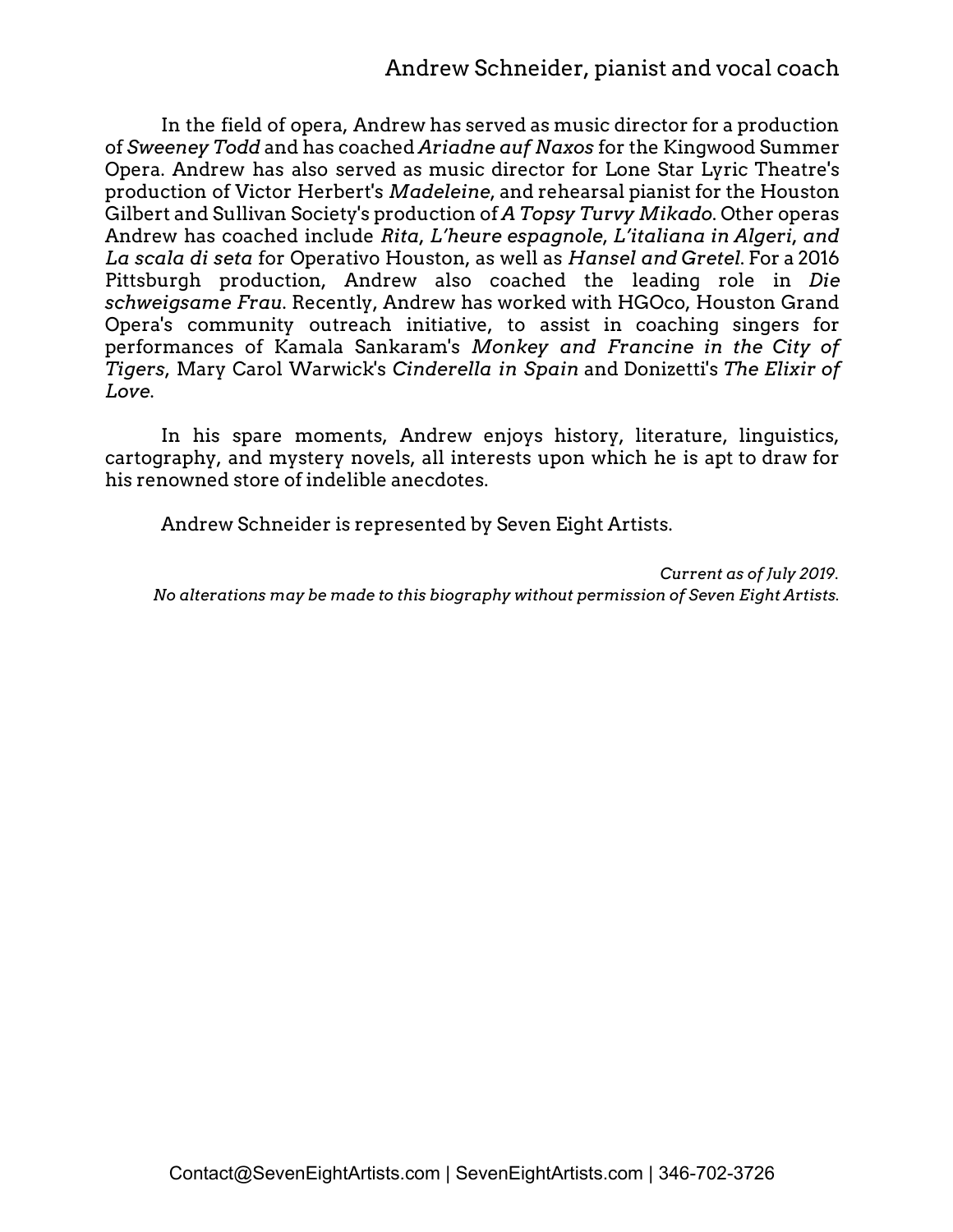In the field of opera, Andrew has served as music director for a production of *Sweeney Todd* and has coached *Ariadne auf Naxos* for the Kingwood Summer Opera. Andrew has also served as music director for Lone Star Lyric Theatre's production of Victor Herbert's *Madeleine*, and rehearsal pianist for the Houston Gilbert and Sullivan Society's production of *A Topsy Turvy Mikado*. Other operas Andrew has coached include *Rita*, *L'heure espagnole*, *L'italiana in Algeri, and La scala di seta* for Operativo Houston, as well as *Hansel and Gretel*. For a 2016 Pittsburgh production, Andrew also coached the leading role in *Die schweigsame Frau*. Recently, Andrew has worked with HGOco, Houston Grand Opera's community outreach initiative, to assist in coaching singers for performances of Kamala Sankaram's *Monkey and Francine in the City of Tigers*, Mary Carol Warwick's *Cinderella in Spain* and Donizetti's *The Elixir of Love*.

In his spare moments, Andrew enjoys history, literature, linguistics, cartography, and mystery novels, all interests upon which he is apt to draw for his renowned store of indelible anecdotes.

Andrew Schneider is represented by Seven Eight Artists.

*Current as of July 2019.*
*No alterations may be made to this biography without permission of Seven Eight Artists.*